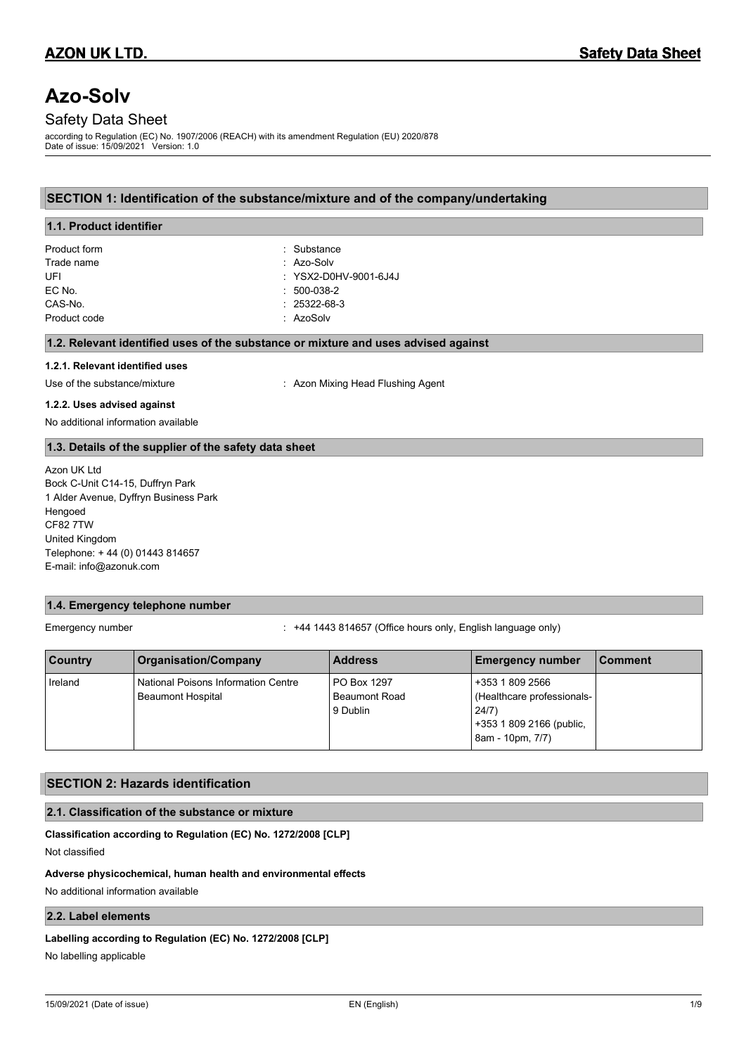# Azo-Solv

## Safety Data Sheet

according to Regulation (EC) No. 1907/2006 (REACH) with its amendment Regulation (EU) 2020/878
Date of issue: 15/09/2021 Version: 1.0

## SECTION 1: Identification of the substance/mixture and of the company/undertaking

### 1.1. Product identifier

| | |
|---|---|
| Product form | : Substance |
| Trade name | : Azo-Solv |
| UFI | : YSX2-D0HV-9001-6J4J |
| EC No. | : 500-038-2 |
| CAS-No. | : 25322-68-3 |
| Product code | : AzoSolv |

### 1.2. Relevant identified uses of the substance or mixture and uses advised against

#### 1.2.1. Relevant identified uses

Use of the substance/mixture : Azon Mixing Head Flushing Agent

#### 1.2.2. Uses advised against

No additional information available

### 1.3. Details of the supplier of the safety data sheet

Azon UK Ltd
Bock C-Unit C14-15, Duffryn Park
1 Alder Avenue, Dyffryn Business Park
Hengoed
CF82 7TW
United Kingdom
Telephone: + 44 (0) 01443 814657
E-mail: info@azonuk.com

### 1.4. Emergency telephone number

Emergency number : +44 1443 814657 (Office hours only, English language only)

| Country | Organisation/Company | Address | Emergency number | Comment |
|---|---|---|---|---|
| Ireland | National Poisons Information Centre Beaumont Hospital | PO Box 1297 Beaumont Road 9 Dublin | +353 1 809 2566 (Healthcare professionals- 24/7) +353 1 809 2166 (public, 8am - 10pm, 7/7) | |

## SECTION 2: Hazards identification

### 2.1. Classification of the substance or mixture

**Classification according to Regulation (EC) No. 1272/2008 [CLP]**

Not classified

**Adverse physicochemical, human health and environmental effects**

No additional information available

### 2.2. Label elements

**Labelling according to Regulation (EC) No. 1272/2008 [CLP]**

No labelling applicable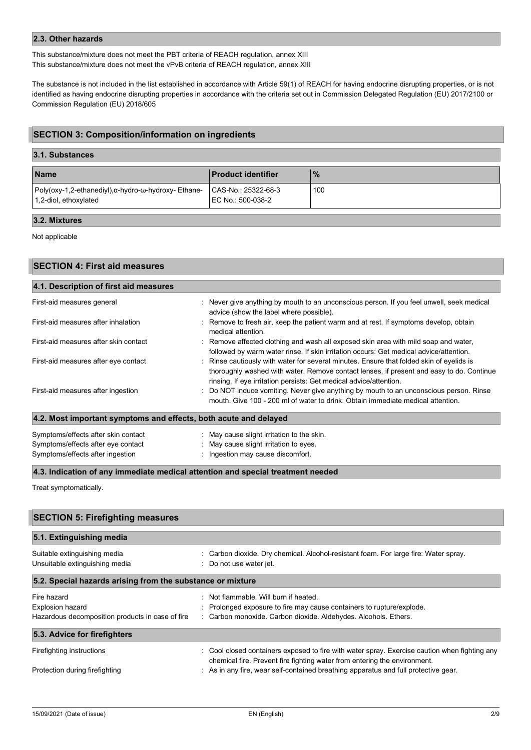### 2.3. Other hazards

This substance/mixture does not meet the PBT criteria of REACH regulation, annex XIII
This substance/mixture does not meet the vPvB criteria of REACH regulation, annex XIII

The substance is not included in the list established in accordance with Article 59(1) of REACH for having endocrine disrupting properties, or is not identified as having endocrine disrupting properties in accordance with the criteria set out in Commission Delegated Regulation (EU) 2017/2100 or Commission Regulation (EU) 2018/605

## SECTION 3: Composition/information on ingredients

### 3.1. Substances

| Name | Product identifier | % |
|---|---|---|
| Poly(oxy-1,2-ethanediyl),α-hydro-ω-hydroxy- Ethane-1,2-diol, ethoxylated | CAS-No.: 25322-68-3<br>EC No.: 500-038-2 | 100 |

### 3.2. Mixtures

Not applicable

## SECTION 4: First aid measures

### 4.1. Description of first aid measures

| | |
|---|---|
| First-aid measures general | : Never give anything by mouth to an unconscious person. If you feel unwell, seek medical advice (show the label where possible). |
| First-aid measures after inhalation | : Remove to fresh air, keep the patient warm and at rest. If symptoms develop, obtain medical attention. |
| First-aid measures after skin contact | : Remove affected clothing and wash all exposed skin area with mild soap and water, followed by warm water rinse. If skin irritation occurs: Get medical advice/attention. |
| First-aid measures after eye contact | : Rinse cautiously with water for several minutes. Ensure that folded skin of eyelids is thoroughly washed with water. Remove contact lenses, if present and easy to do. Continue rinsing. If eye irritation persists: Get medical advice/attention. |
| First-aid measures after ingestion | : Do NOT induce vomiting. Never give anything by mouth to an unconscious person. Rinse mouth. Give 100 - 200 ml of water to drink. Obtain immediate medical attention. |

### 4.2. Most important symptoms and effects, both acute and delayed

| | |
|---|---|
| Symptoms/effects after skin contact | : May cause slight irritation to the skin. |
| Symptoms/effects after eye contact | : May cause slight irritation to eyes. |
| Symptoms/effects after ingestion | : Ingestion may cause discomfort. |

### 4.3. Indication of any immediate medical attention and special treatment needed

Treat symptomatically.

## SECTION 5: Firefighting measures

### 5.1. Extinguishing media

| | |
|---|---|
| Suitable extinguishing media | : Carbon dioxide. Dry chemical. Alcohol-resistant foam. For large fire: Water spray. |
| Unsuitable extinguishing media | : Do not use water jet. |

### 5.2. Special hazards arising from the substance or mixture

| | |
|---|---|
| Fire hazard | : Not flammable. Will burn if heated. |
| Explosion hazard | : Prolonged exposure to fire may cause containers to rupture/explode. |
| Hazardous decomposition products in case of fire | : Carbon monoxide. Carbon dioxide. Aldehydes. Alcohols. Ethers. |

### 5.3. Advice for firefighters

| | |
|---|---|
| Firefighting instructions | : Cool closed containers exposed to fire with water spray. Exercise caution when fighting any chemical fire. Prevent fire fighting water from entering the environment. |
| Protection during firefighting | : As in any fire, wear self-contained breathing apparatus and full protective gear. |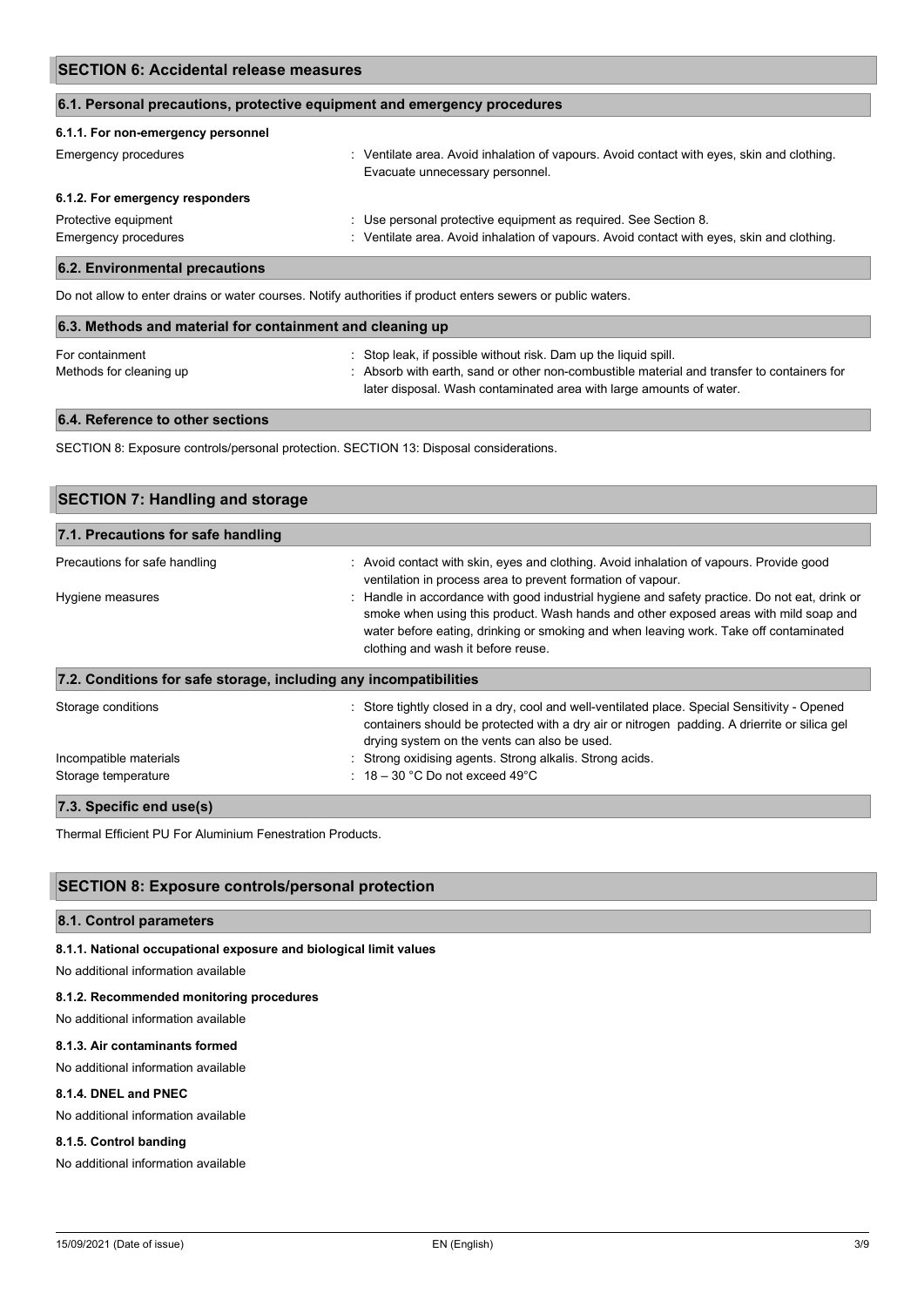## SECTION 6: Accidental release measures

### 6.1. Personal precautions, protective equipment and emergency procedures

#### 6.1.1. For non-emergency personnel

| | |
|---|---|
| Emergency procedures | : Ventilate area. Avoid inhalation of vapours. Avoid contact with eyes, skin and clothing. Evacuate unnecessary personnel. |

#### 6.1.2. For emergency responders

| | |
|---|---|
| Protective equipment | : Use personal protective equipment as required. See Section 8. |
| Emergency procedures | : Ventilate area. Avoid inhalation of vapours. Avoid contact with eyes, skin and clothing. |

### 6.2. Environmental precautions

Do not allow to enter drains or water courses. Notify authorities if product enters sewers or public waters.

### 6.3. Methods and material for containment and cleaning up

| | |
|---|---|
| For containment | : Stop leak, if possible without risk. Dam up the liquid spill. |
| Methods for cleaning up | : Absorb with earth, sand or other non-combustible material and transfer to containers for later disposal. Wash contaminated area with large amounts of water. |

### 6.4. Reference to other sections

SECTION 8: Exposure controls/personal protection. SECTION 13: Disposal considerations.

## SECTION 7: Handling and storage

### 7.1. Precautions for safe handling

| | |
|---|---|
| Precautions for safe handling | : Avoid contact with skin, eyes and clothing. Avoid inhalation of vapours. Provide good ventilation in process area to prevent formation of vapour. |
| Hygiene measures | : Handle in accordance with good industrial hygiene and safety practice. Do not eat, drink or smoke when using this product. Wash hands and other exposed areas with mild soap and water before eating, drinking or smoking and when leaving work. Take off contaminated clothing and wash it before reuse. |

### 7.2. Conditions for safe storage, including any incompatibilities

| | |
|---|---|
| Storage conditions | : Store tightly closed in a dry, cool and well-ventilated place. Special Sensitivity - Opened containers should be protected with a dry air or nitrogen padding. A drierrite or silica gel drying system on the vents can also be used. |
| Incompatible materials | : Strong oxidising agents. Strong alkalis. Strong acids. |
| Storage temperature | : 18 – 30 °C Do not exceed 49°C |

### 7.3. Specific end use(s)

Thermal Efficient PU For Aluminium Fenestration Products.

## SECTION 8: Exposure controls/personal protection

### 8.1. Control parameters

#### 8.1.1. National occupational exposure and biological limit values

No additional information available

#### 8.1.2. Recommended monitoring procedures

No additional information available

#### 8.1.3. Air contaminants formed

No additional information available

#### 8.1.4. DNEL and PNEC

No additional information available

#### 8.1.5. Control banding

No additional information available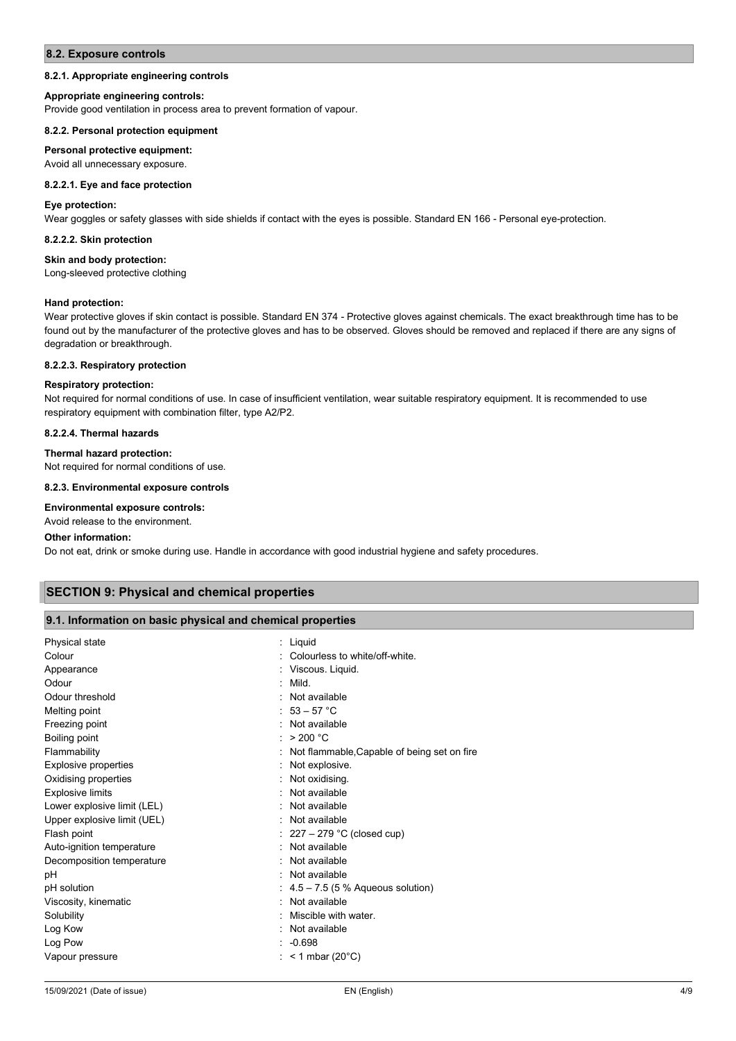## 8.2. Exposure controls

#### 8.2.1. Appropriate engineering controls

**Appropriate engineering controls:**

Provide good ventilation in process area to prevent formation of vapour.

#### 8.2.2. Personal protection equipment

**Personal protective equipment:**

Avoid all unnecessary exposure.

#### 8.2.2.1. Eye and face protection

**Eye protection:**

Wear goggles or safety glasses with side shields if contact with the eyes is possible. Standard EN 166 - Personal eye-protection.

#### 8.2.2.2. Skin protection

**Skin and body protection:**

Long-sleeved protective clothing

**Hand protection:**

Wear protective gloves if skin contact is possible. Standard EN 374 - Protective gloves against chemicals. The exact breakthrough time has to be found out by the manufacturer of the protective gloves and has to be observed. Gloves should be removed and replaced if there are any signs of degradation or breakthrough.

#### 8.2.2.3. Respiratory protection

**Respiratory protection:**

Not required for normal conditions of use. In case of insufficient ventilation, wear suitable respiratory equipment. It is recommended to use respiratory equipment with combination filter, type A2/P2.

#### 8.2.2.4. Thermal hazards

**Thermal hazard protection:**

Not required for normal conditions of use.

#### 8.2.3. Environmental exposure controls

**Environmental exposure controls:**

Avoid release to the environment.

**Other information:**

Do not eat, drink or smoke during use. Handle in accordance with good industrial hygiene and safety procedures.

# SECTION 9: Physical and chemical properties

## 9.1. Information on basic physical and chemical properties

| | |
|---|---|
| Physical state | : Liquid |
| Colour | : Colourless to white/off-white. |
| Appearance | : Viscous. Liquid. |
| Odour | : Mild. |
| Odour threshold | : Not available |
| Melting point | : 53 – 57 °C |
| Freezing point | : Not available |
| Boiling point | : > 200 °C |
| Flammability | : Not flammable,Capable of being set on fire |
| Explosive properties | : Not explosive. |
| Oxidising properties | : Not oxidising. |
| Explosive limits | : Not available |
| Lower explosive limit (LEL) | : Not available |
| Upper explosive limit (UEL) | : Not available |
| Flash point | : 227 – 279 °C (closed cup) |
| Auto-ignition temperature | : Not available |
| Decomposition temperature | : Not available |
| pH | : Not available |
| pH solution | : 4.5 – 7.5 (5 % Aqueous solution) |
| Viscosity, kinematic | : Not available |
| Solubility | : Miscible with water. |
| Log Kow | : Not available |
| Log Pow | : -0.698 |
| Vapour pressure | : < 1 mbar (20°C) |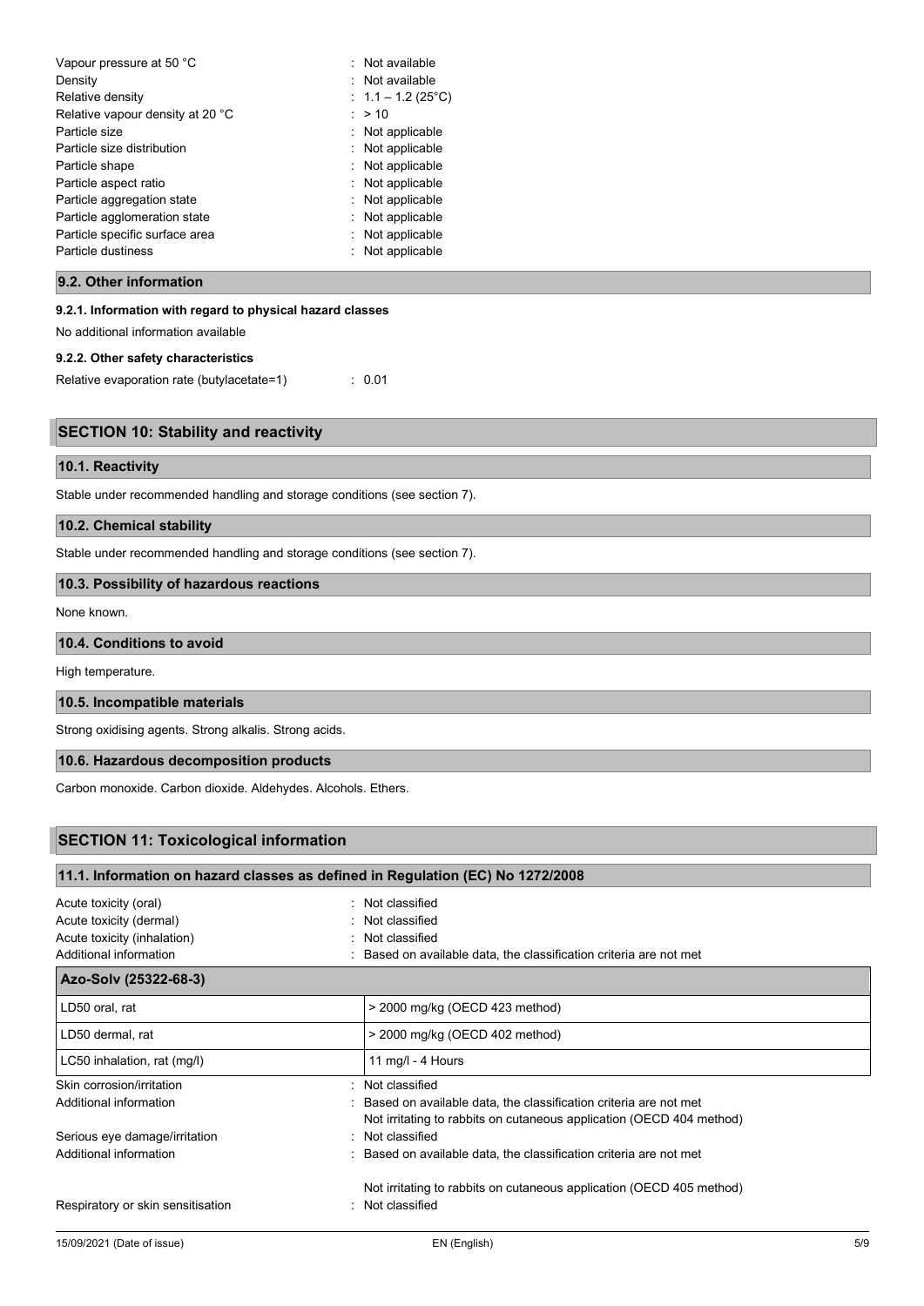| | |
|---|---|
| Vapour pressure at 50 °C | : Not available |
| Density | : Not available |
| Relative density | : 1.1 – 1.2 (25°C) |
| Relative vapour density at 20 °C | : > 10 |
| Particle size | : Not applicable |
| Particle size distribution | : Not applicable |
| Particle shape | : Not applicable |
| Particle aspect ratio | : Not applicable |
| Particle aggregation state | : Not applicable |
| Particle agglomeration state | : Not applicable |
| Particle specific surface area | : Not applicable |
| Particle dustiness | : Not applicable |

### 9.2. Other information

#### 9.2.1. Information with regard to physical hazard classes

No additional information available

#### 9.2.2. Other safety characteristics

Relative evaporation rate (butylacetate=1) : 0.01

## SECTION 10: Stability and reactivity

### 10.1. Reactivity

Stable under recommended handling and storage conditions (see section 7).

### 10.2. Chemical stability

Stable under recommended handling and storage conditions (see section 7).

### 10.3. Possibility of hazardous reactions

None known.

### 10.4. Conditions to avoid

High temperature.

### 10.5. Incompatible materials

Strong oxidising agents. Strong alkalis. Strong acids.

### 10.6. Hazardous decomposition products

Carbon monoxide. Carbon dioxide. Aldehydes. Alcohols. Ethers.

## SECTION 11: Toxicological information

### 11.1. Information on hazard classes as defined in Regulation (EC) No 1272/2008

| | |
|---|---|
| Acute toxicity (oral) | : Not classified |
| Acute toxicity (dermal) | : Not classified |
| Acute toxicity (inhalation) | : Not classified |
| Additional information | : Based on available data, the classification criteria are not met |

| Azo-Solv (25322-68-3) | |
|---|---|
| LD50 oral, rat | > 2000 mg/kg (OECD 423 method) |
| LD50 dermal, rat | > 2000 mg/kg (OECD 402 method) |
| LC50 inhalation, rat (mg/l) | 11 mg/l - 4 Hours |

| | |
|---|---|
| Skin corrosion/irritation | : Not classified |
| Additional information | : Based on available data, the classification criteria are not met<br>Not irritating to rabbits on cutaneous application (OECD 404 method) |
| Serious eye damage/irritation | : Not classified |
| Additional information | : Based on available data, the classification criteria are not met<br><br>Not irritating to rabbits on cutaneous application (OECD 405 method) |
| Respiratory or skin sensitisation | : Not classified |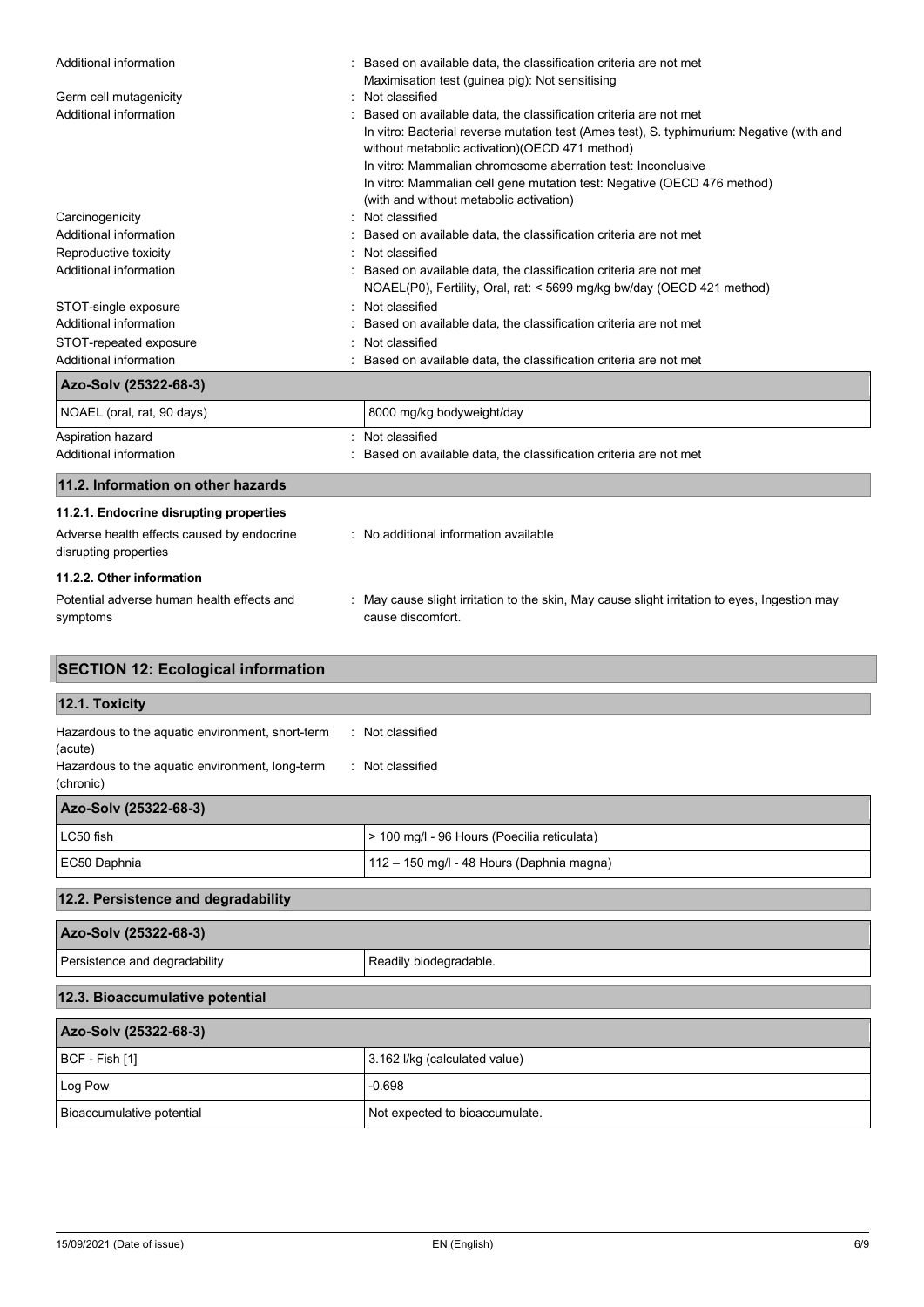Additional information : Based on available data, the classification criteria are not met
Maximisation test (guinea pig): Not sensitising

Germ cell mutagenicity : Not classified

Additional information : Based on available data, the classification criteria are not met
In vitro: Bacterial reverse mutation test (Ames test), S. typhimurium: Negative (with and without metabolic activation)(OECD 471 method)
In vitro: Mammalian chromosome aberration test: Inconclusive
In vitro: Mammalian cell gene mutation test: Negative (OECD 476 method)
(with and without metabolic activation)

Carcinogenicity : Not classified

Additional information : Based on available data, the classification criteria are not met

Reproductive toxicity : Not classified

Additional information : Based on available data, the classification criteria are not met
NOAEL(P0), Fertility, Oral, rat: < 5699 mg/kg bw/day (OECD 421 method)

STOT-single exposure : Not classified

Additional information : Based on available data, the classification criteria are not met

STOT-repeated exposure : Not classified

Additional information : Based on available data, the classification criteria are not met

| Azo-Solv (25322-68-3) | |
|---|---|
| NOAEL (oral, rat, 90 days) | 8000 mg/kg bodyweight/day |

Aspiration hazard : Not classified

Additional information : Based on available data, the classification criteria are not met

### 11.2. Information on other hazards

#### 11.2.1. Endocrine disrupting properties

Adverse health effects caused by endocrine disrupting properties : No additional information available

#### 11.2.2. Other information

Potential adverse human health effects and symptoms : May cause slight irritation to the skin, May cause slight irritation to eyes, Ingestion may cause discomfort.

## SECTION 12: Ecological information

### 12.1. Toxicity

Hazardous to the aquatic environment, short-term (acute) : Not classified

Hazardous to the aquatic environment, long-term (chronic) : Not classified

| Azo-Solv (25322-68-3) | |
|---|---|
| LC50 fish | > 100 mg/l - 96 Hours (Poecilia reticulata) |
| EC50 Daphnia | 112 – 150 mg/l - 48 Hours (Daphnia magna) |

### 12.2. Persistence and degradability

| Azo-Solv (25322-68-3) | |
|---|---|
| Persistence and degradability | Readily biodegradable. |

### 12.3. Bioaccumulative potential

| Azo-Solv (25322-68-3) | |
|---|---|
| BCF - Fish [1] | 3.162 l/kg (calculated value) |
| Log Pow | -0.698 |
| Bioaccumulative potential | Not expected to bioaccumulate. |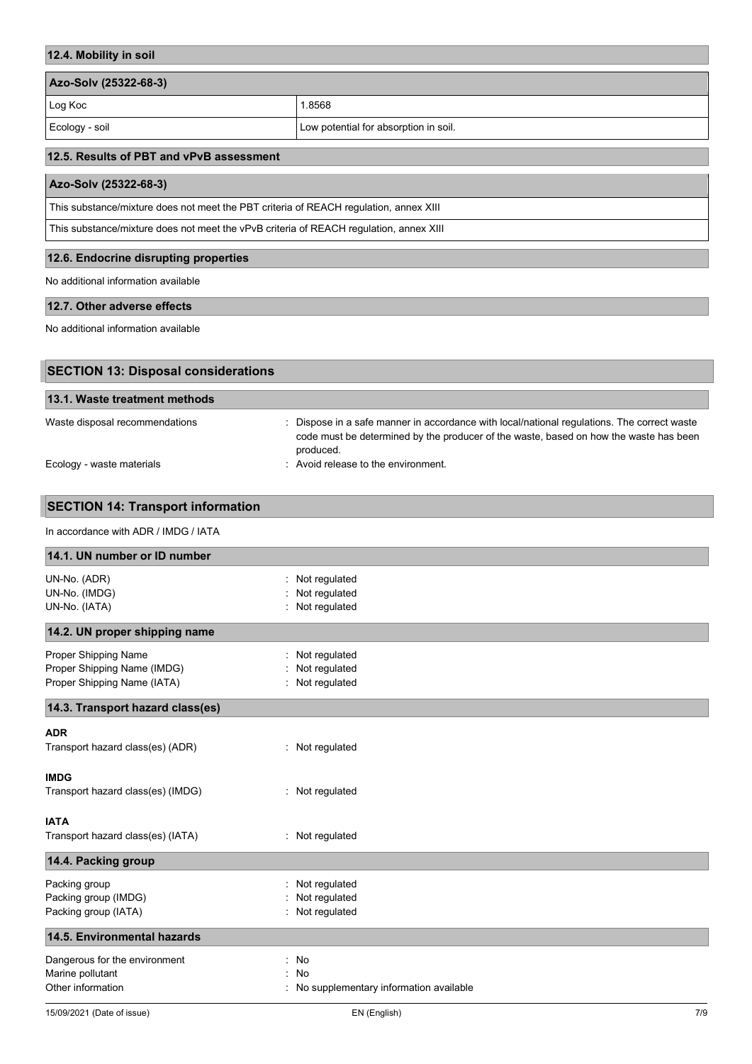### 12.4. Mobility in soil

| Azo-Solv (25322-68-3) | |
|---|---|
| Log Koc | 1.8568 |
| Ecology - soil | Low potential for absorption in soil. |

### 12.5. Results of PBT and vPvB assessment

| Azo-Solv (25322-68-3) |
|---|
| This substance/mixture does not meet the PBT criteria of REACH regulation, annex XIII |
| This substance/mixture does not meet the vPvB criteria of REACH regulation, annex XIII |

### 12.6. Endocrine disrupting properties

No additional information available

### 12.7. Other adverse effects

No additional information available

## SECTION 13: Disposal considerations

### 13.1. Waste treatment methods

Waste disposal recommendations : Dispose in a safe manner in accordance with local/national regulations. The correct waste code must be determined by the producer of the waste, based on how the waste has been produced.

Ecology - waste materials : Avoid release to the environment.

## SECTION 14: Transport information

In accordance with ADR / IMDG / IATA

### 14.1. UN number or ID number

UN-No. (ADR) : Not regulated
UN-No. (IMDG) : Not regulated
UN-No. (IATA) : Not regulated

### 14.2. UN proper shipping name

Proper Shipping Name : Not regulated
Proper Shipping Name (IMDG) : Not regulated
Proper Shipping Name (IATA) : Not regulated

### 14.3. Transport hazard class(es)

**ADR**
Transport hazard class(es) (ADR) : Not regulated

**IMDG**
Transport hazard class(es) (IMDG) : Not regulated

**IATA**
Transport hazard class(es) (IATA) : Not regulated

### 14.4. Packing group

Packing group : Not regulated
Packing group (IMDG) : Not regulated
Packing group (IATA) : Not regulated

### 14.5. Environmental hazards

Dangerous for the environment : No
Marine pollutant : No
Other information : No supplementary information available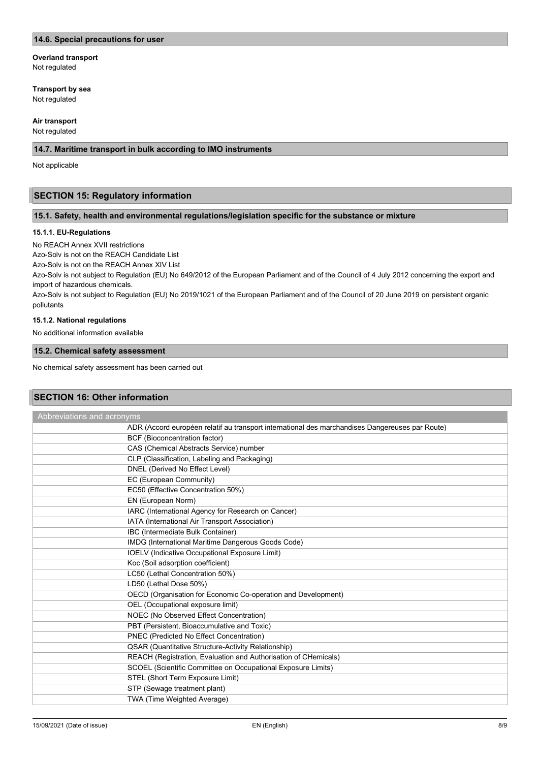### 14.6. Special precautions for user

**Overland transport**
Not regulated

**Transport by sea**
Not regulated

**Air transport**
Not regulated

### 14.7. Maritime transport in bulk according to IMO instruments

Not applicable

## SECTION 15: Regulatory information

### 15.1. Safety, health and environmental regulations/legislation specific for the substance or mixture

#### 15.1.1. EU-Regulations

No REACH Annex XVII restrictions

Azo-Solv is not on the REACH Candidate List

Azo-Solv is not on the REACH Annex XIV List

Azo-Solv is not subject to Regulation (EU) No 649/2012 of the European Parliament and of the Council of 4 July 2012 concerning the export and import of hazardous chemicals.

Azo-Solv is not subject to Regulation (EU) No 2019/1021 of the European Parliament and of the Council of 20 June 2019 on persistent organic pollutants

#### 15.1.2. National regulations

No additional information available

### 15.2. Chemical safety assessment

No chemical safety assessment has been carried out

## SECTION 16: Other information

| Abbreviations and acronyms | |
|---|---|
| | ADR (Accord européen relatif au transport international des marchandises Dangereuses par Route) |
| | BCF (Bioconcentration factor) |
| | CAS (Chemical Abstracts Service) number |
| | CLP (Classification, Labeling and Packaging) |
| | DNEL (Derived No Effect Level) |
| | EC (European Community) |
| | EC50 (Effective Concentration 50%) |
| | EN (European Norm) |
| | IARC (International Agency for Research on Cancer) |
| | IATA (International Air Transport Association) |
| | IBC (Intermediate Bulk Container) |
| | IMDG (International Maritime Dangerous Goods Code) |
| | IOELV (Indicative Occupational Exposure Limit) |
| | Koc (Soil adsorption coefficient) |
| | LC50 (Lethal Concentration 50%) |
| | LD50 (Lethal Dose 50%) |
| | OECD (Organisation for Economic Co-operation and Development) |
| | OEL (Occupational exposure limit) |
| | NOEC (No Observed Effect Concentration) |
| | PBT (Persistent, Bioaccumulative and Toxic) |
| | PNEC (Predicted No Effect Concentration) |
| | QSAR (Quantitative Structure-Activity Relationship) |
| | REACH (Registration, Evaluation and Authorisation of CHemicals) |
| | SCOEL (Scientific Committee on Occupational Exposure Limits) |
| | STEL (Short Term Exposure Limit) |
| | STP (Sewage treatment plant) |
| | TWA (Time Weighted Average) |

15/09/2021 (Date of issue) EN (English)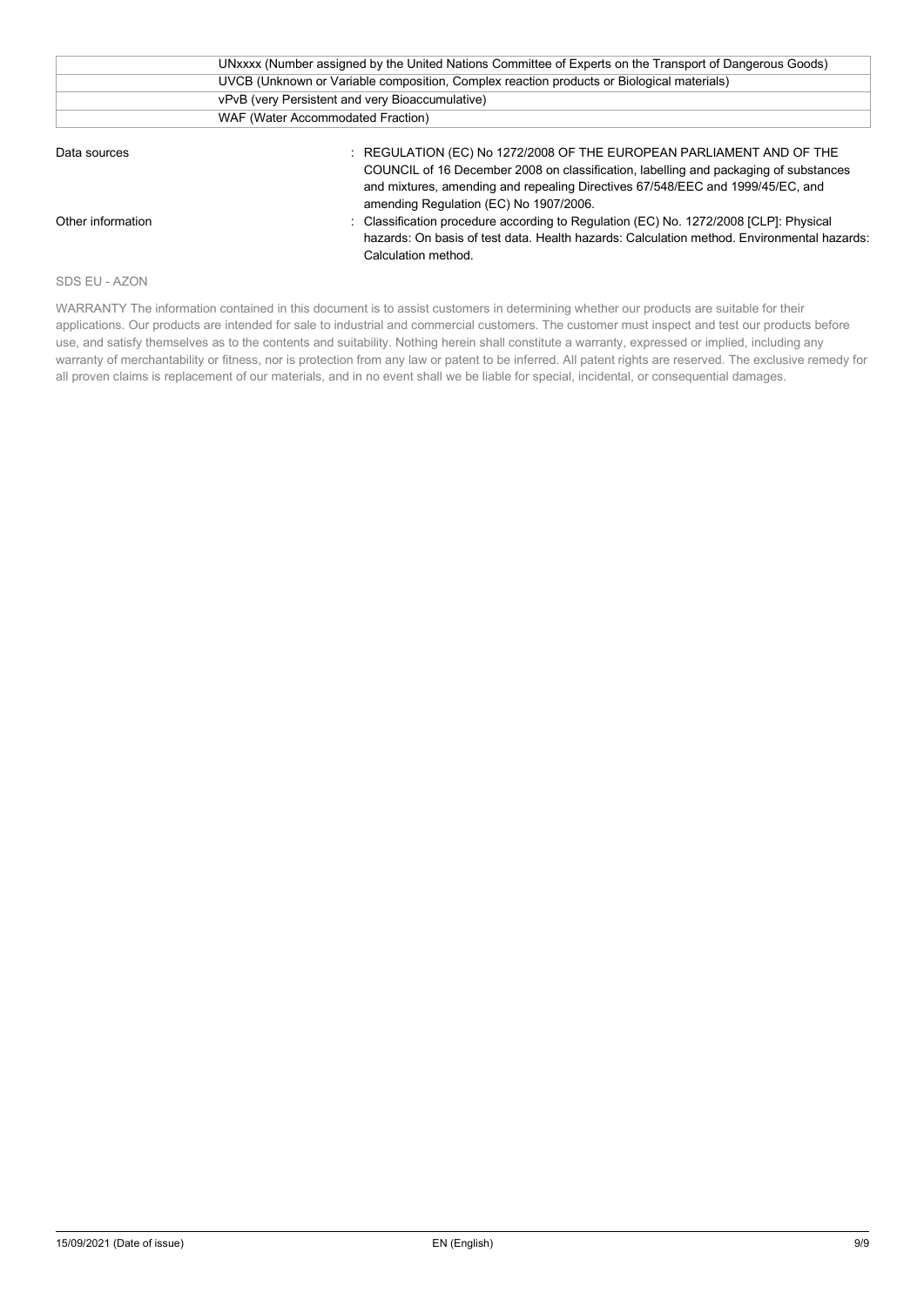| | |
|---|---|
| | UNxxxx (Number assigned by the United Nations Committee of Experts on the Transport of Dangerous Goods) |
| | UVCB (Unknown or Variable composition, Complex reaction products or Biological materials) |
| | vPvB (very Persistent and very Bioaccumulative) |
| | WAF (Water Accommodated Fraction) |

Data sources : REGULATION (EC) No 1272/2008 OF THE EUROPEAN PARLIAMENT AND OF THE COUNCIL of 16 December 2008 on classification, labelling and packaging of substances and mixtures, amending and repealing Directives 67/548/EEC and 1999/45/EC, and amending Regulation (EC) No 1907/2006.

Other information : Classification procedure according to Regulation (EC) No. 1272/2008 [CLP]: Physical hazards: On basis of test data. Health hazards: Calculation method. Environmental hazards: Calculation method.

SDS EU - AZON

WARRANTY The information contained in this document is to assist customers in determining whether our products are suitable for their applications. Our products are intended for sale to industrial and commercial customers. The customer must inspect and test our products before use, and satisfy themselves as to the contents and suitability. Nothing herein shall constitute a warranty, expressed or implied, including any warranty of merchantability or fitness, nor is protection from any law or patent to be inferred. All patent rights are reserved. The exclusive remedy for all proven claims is replacement of our materials, and in no event shall we be liable for special, incidental, or consequential damages.